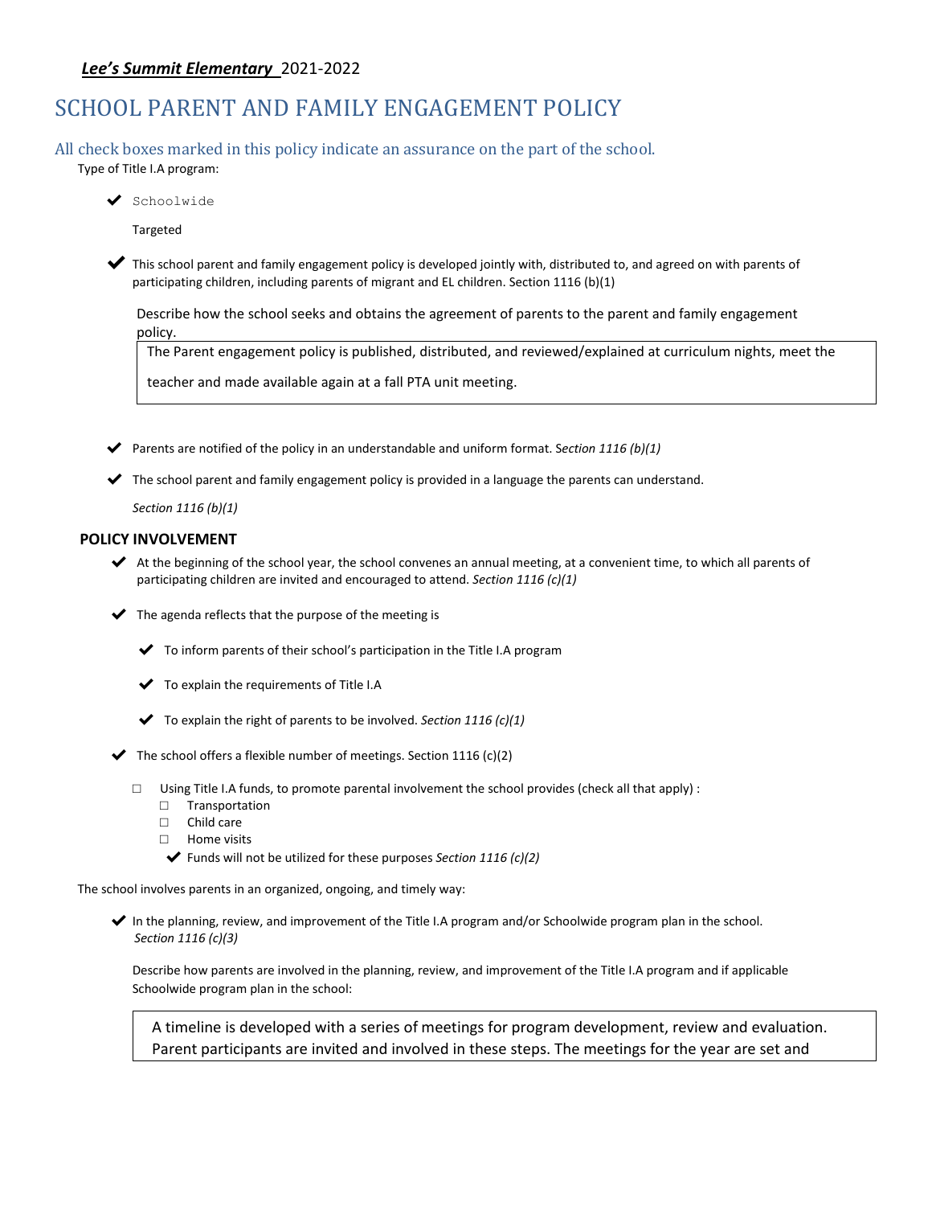***Lee's Summit Elementary*** 2021-2022

# SCHOOL PARENT AND FAMILY ENGAGEMENT POLICY

## All check boxes marked in this policy indicate an assurance on the part of the school.

Type of Title I.A program:

- ✔ Schoolwide
- Targeted

✔ This school parent and family engagement policy is developed jointly with, distributed to, and agreed on with parents of participating children, including parents of migrant and EL children. Section 1116 (b)(1)

Describe how the school seeks and obtains the agreement of parents to the parent and family engagement policy.

> The Parent engagement policy is published, distributed, and reviewed/explained at curriculum nights, meet the teacher and made available again at a fall PTA unit meeting.

✔ Parents are notified of the policy in an understandable and uniform format. *Section 1116 (b)(1)*

✔ The school parent and family engagement policy is provided in a language the parents can understand.

*Section 1116 (b)(1)*

### POLICY INVOLVEMENT

✔ At the beginning of the school year, the school convenes an annual meeting, at a convenient time, to which all parents of participating children are invited and encouraged to attend. *Section 1116 (c)(1)*

✔ The agenda reflects that the purpose of the meeting is

- ✔ To inform parents of their school's participation in the Title I.A program
- ✔ To explain the requirements of Title I.A
- ✔ To explain the right of parents to be involved. *Section 1116 (c)(1)*

✔ The school offers a flexible number of meetings. Section 1116 (c)(2)

- ☐ Using Title I.A funds, to promote parental involvement the school provides (check all that apply) :
  - ☐ Transportation
  - ☐ Child care
  - ☐ Home visits
  - ✔ Funds will not be utilized for these purposes *Section 1116 (c)(2)*

The school involves parents in an organized, ongoing, and timely way:

✔ In the planning, review, and improvement of the Title I.A program and/or Schoolwide program plan in the school. *Section 1116 (c)(3)*

Describe how parents are involved in the planning, review, and improvement of the Title I.A program and if applicable Schoolwide program plan in the school:

> A timeline is developed with a series of meetings for program development, review and evaluation. Parent participants are invited and involved in these steps. The meetings for the year are set and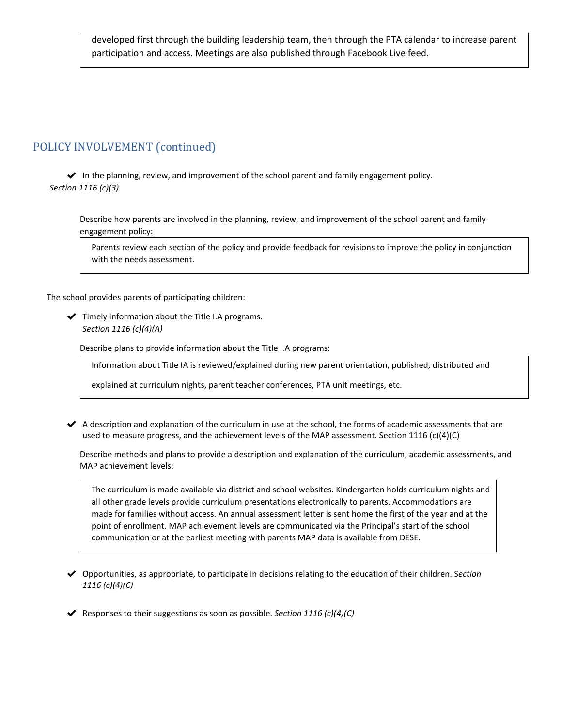developed first through the building leadership team, then through the PTA calendar to increase parent participation and access. Meetings are also published through Facebook Live feed.

## POLICY INVOLVEMENT (continued)

- ✔ In the planning, review, and improvement of the school parent and family engagement policy. *Section 1116 (c)(3)*

Describe how parents are involved in the planning, review, and improvement of the school parent and family engagement policy:

> Parents review each section of the policy and provide feedback for revisions to improve the policy in conjunction with the needs assessment.

The school provides parents of participating children:

- ✔ Timely information about the Title I.A programs. *Section 1116 (c)(4)(A)*

Describe plans to provide information about the Title I.A programs:

> Information about Title IA is reviewed/explained during new parent orientation, published, distributed and explained at curriculum nights, parent teacher conferences, PTA unit meetings, etc.

- ✔ A description and explanation of the curriculum in use at the school, the forms of academic assessments that are used to measure progress, and the achievement levels of the MAP assessment. Section 1116 (c)(4)(C)

Describe methods and plans to provide a description and explanation of the curriculum, academic assessments, and MAP achievement levels:

> The curriculum is made available via district and school websites. Kindergarten holds curriculum nights and all other grade levels provide curriculum presentations electronically to parents. Accommodations are made for families without access. An annual assessment letter is sent home the first of the year and at the point of enrollment. MAP achievement levels are communicated via the Principal's start of the school communication or at the earliest meeting with parents MAP data is available from DESE.

- ✔ Opportunities, as appropriate, to participate in decisions relating to the education of their children. S*ection 1116 (c)(4)(C)*

- ✔ Responses to their suggestions as soon as possible. *Section 1116 (c)(4)(C)*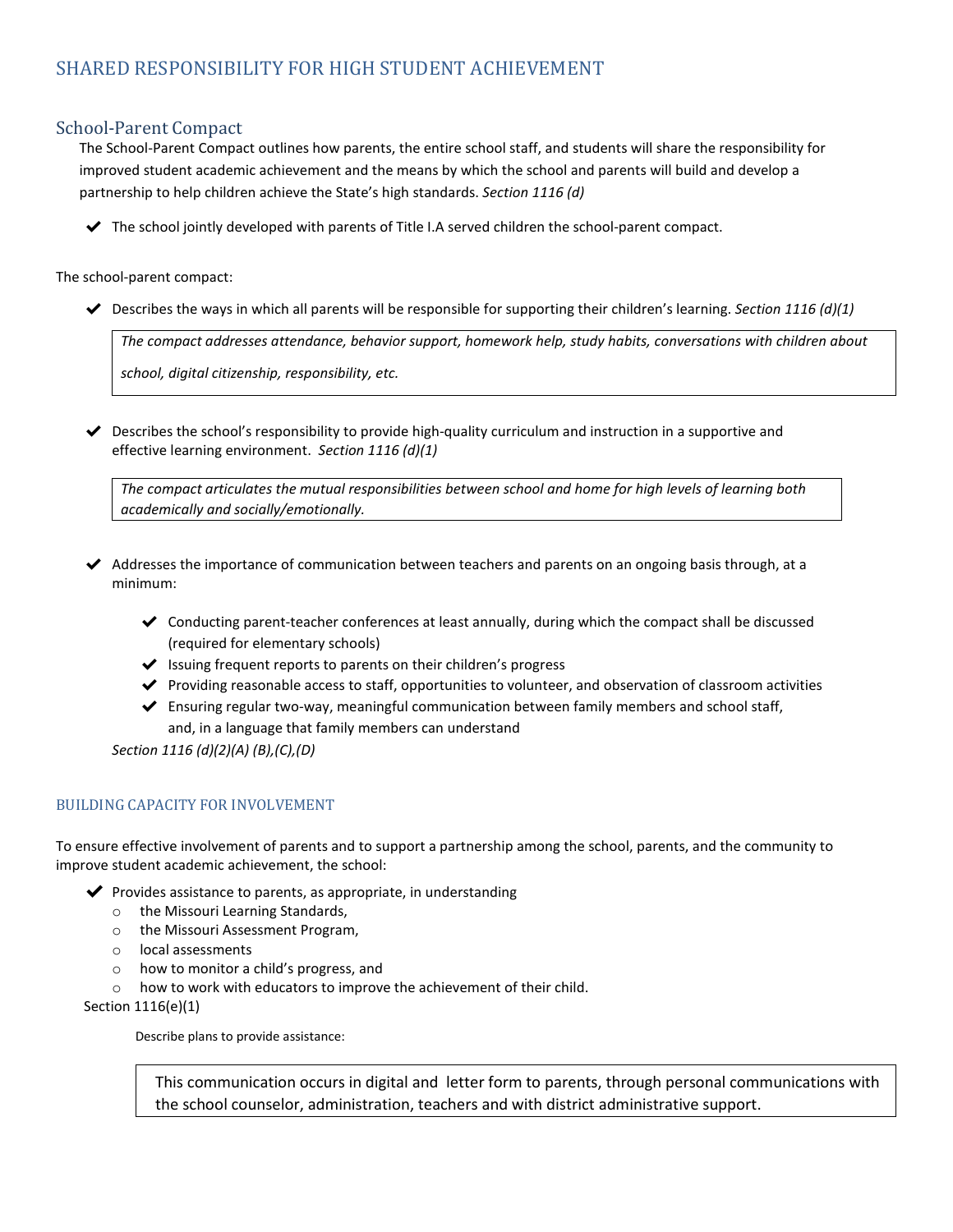# SHARED RESPONSIBILITY FOR HIGH STUDENT ACHIEVEMENT

## School-Parent Compact

The School-Parent Compact outlines how parents, the entire school staff, and students will share the responsibility for improved student academic achievement and the means by which the school and parents will build and develop a partnership to help children achieve the State's high standards. *Section 1116 (d)*

- ✔ The school jointly developed with parents of Title I.A served children the school-parent compact.

The school-parent compact:

- ✔ Describes the ways in which all parents will be responsible for supporting their children's learning. *Section 1116 (d)(1)*

> *The compact addresses attendance, behavior support, homework help, study habits, conversations with children about school, digital citizenship, responsibility, etc.*

- ✔ Describes the school's responsibility to provide high-quality curriculum and instruction in a supportive and effective learning environment. *Section 1116 (d)(1)*

> *The compact articulates the mutual responsibilities between school and home for high levels of learning both academically and socially/emotionally.*

- ✔ Addresses the importance of communication between teachers and parents on an ongoing basis through, at a minimum:
  - ✔ Conducting parent-teacher conferences at least annually, during which the compact shall be discussed (required for elementary schools)
  - ✔ Issuing frequent reports to parents on their children's progress
  - ✔ Providing reasonable access to staff, opportunities to volunteer, and observation of classroom activities
  - ✔ Ensuring regular two-way, meaningful communication between family members and school staff, and, in a language that family members can understand

  *Section 1116 (d)(2)(A) (B),(C),(D)*

### BUILDING CAPACITY FOR INVOLVEMENT

To ensure effective involvement of parents and to support a partnership among the school, parents, and the community to improve student academic achievement, the school:

- ✔ Provides assistance to parents, as appropriate, in understanding
  - the Missouri Learning Standards,
  - the Missouri Assessment Program,
  - local assessments
  - how to monitor a child's progress, and
  - how to work with educators to improve the achievement of their child.

Section 1116(e)(1)

Describe plans to provide assistance:

> This communication occurs in digital and letter form to parents, through personal communications with the school counselor, administration, teachers and with district administrative support.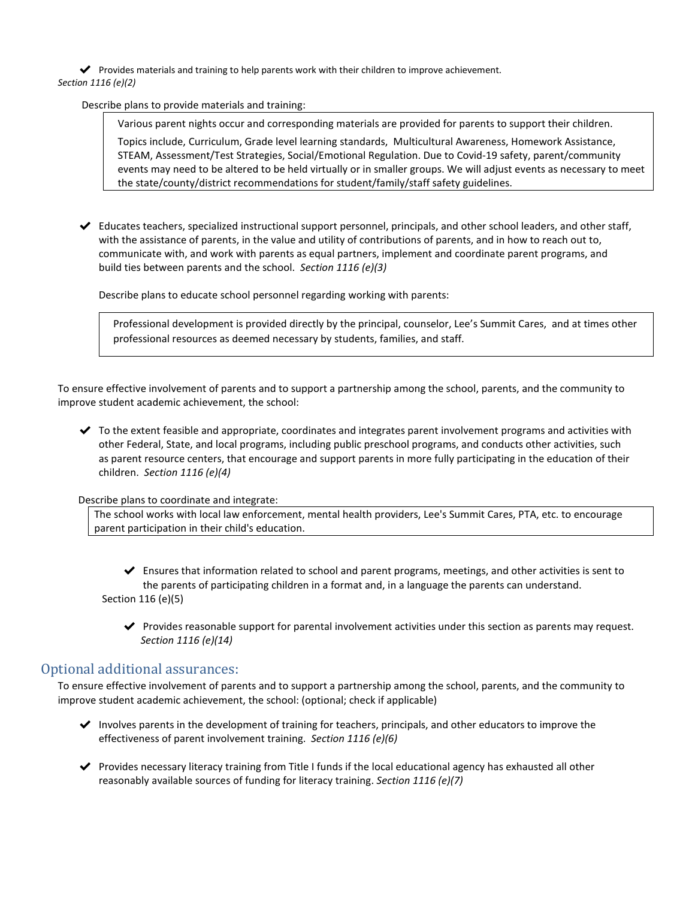- ✔ Provides materials and training to help parents work with their children to improve achievement.

*Section 1116 (e)(2)*

Describe plans to provide materials and training:

> Various parent nights occur and corresponding materials are provided for parents to support their children.
>
> Topics include, Curriculum, Grade level learning standards, Multicultural Awareness, Homework Assistance, STEAM, Assessment/Test Strategies, Social/Emotional Regulation. Due to Covid-19 safety, parent/community events may need to be altered to be held virtually or in smaller groups. We will adjust events as necessary to meet the state/county/district recommendations for student/family/staff safety guidelines.

- ✔ Educates teachers, specialized instructional support personnel, principals, and other school leaders, and other staff, with the assistance of parents, in the value and utility of contributions of parents, and in how to reach out to, communicate with, and work with parents as equal partners, implement and coordinate parent programs, and build ties between parents and the school. *Section 1116 (e)(3)*

Describe plans to educate school personnel regarding working with parents:

> Professional development is provided directly by the principal, counselor, Lee's Summit Cares, and at times other professional resources as deemed necessary by students, families, and staff.

To ensure effective involvement of parents and to support a partnership among the school, parents, and the community to improve student academic achievement, the school:

- ✔ To the extent feasible and appropriate, coordinates and integrates parent involvement programs and activities with other Federal, State, and local programs, including public preschool programs, and conducts other activities, such as parent resource centers, that encourage and support parents in more fully participating in the education of their children. *Section 1116 (e)(4)*

Describe plans to coordinate and integrate:

> The school works with local law enforcement, mental health providers, Lee's Summit Cares, PTA, etc. to encourage parent participation in their child's education.

- ✔ Ensures that information related to school and parent programs, meetings, and other activities is sent to the parents of participating children in a format and, in a language the parents can understand.

Section 116 (e)(5)

- ✔ Provides reasonable support for parental involvement activities under this section as parents may request. *Section 1116 (e)(14)*

## Optional additional assurances:

To ensure effective involvement of parents and to support a partnership among the school, parents, and the community to improve student academic achievement, the school: (optional; check if applicable)

- ✔ Involves parents in the development of training for teachers, principals, and other educators to improve the effectiveness of parent involvement training. *Section 1116 (e)(6)*

- ✔ Provides necessary literacy training from Title I funds if the local educational agency has exhausted all other reasonably available sources of funding for literacy training. *Section 1116 (e)(7)*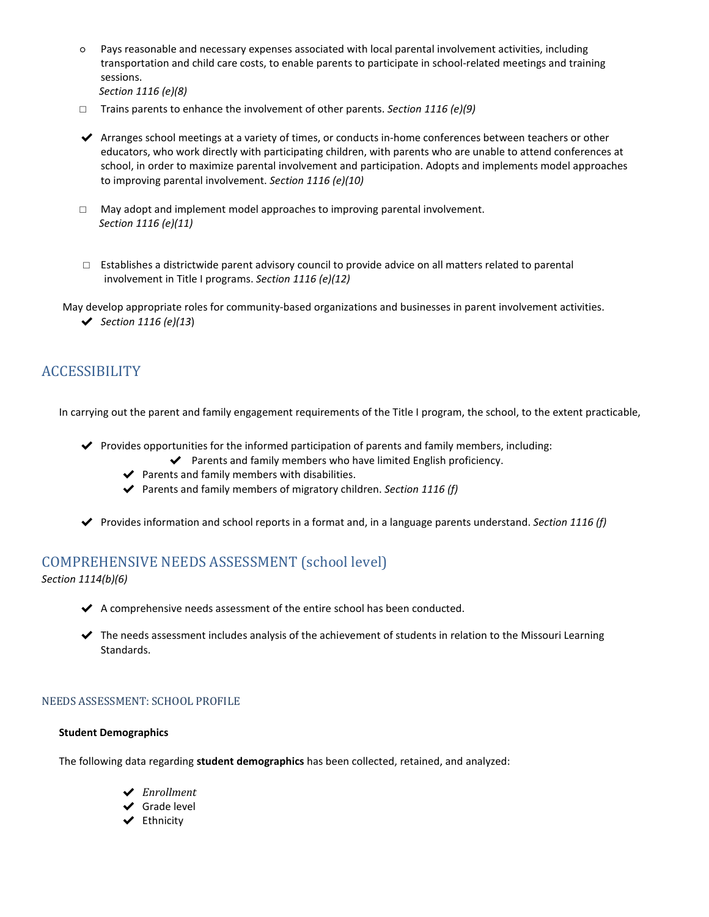- ○ Pays reasonable and necessary expenses associated with local parental involvement activities, including transportation and child care costs, to enable parents to participate in school-related meetings and training sessions.
  *Section 1116 (e)(8)*

- ☐ Trains parents to enhance the involvement of other parents. *Section 1116 (e)(9)*

- ✔ Arranges school meetings at a variety of times, or conducts in-home conferences between teachers or other educators, who work directly with participating children, with parents who are unable to attend conferences at school, in order to maximize parental involvement and participation. Adopts and implements model approaches to improving parental involvement. *Section 1116 (e)(10)*

- ☐ May adopt and implement model approaches to improving parental involvement.
  *Section 1116 (e)(11)*

- ☐ Establishes a districtwide parent advisory council to provide advice on all matters related to parental involvement in Title I programs. *Section 1116 (e)(12)*

May develop appropriate roles for community-based organizations and businesses in parent involvement activities.

- ✔ *Section 1116 (e)(13)*

## ACCESSIBILITY

In carrying out the parent and family engagement requirements of the Title I program, the school, to the extent practicable,

- ✔ Provides opportunities for the informed participation of parents and family members, including:
  - ✔ Parents and family members who have limited English proficiency.
  - ✔ Parents and family members with disabilities.
  - ✔ Parents and family members of migratory children. *Section 1116 (f)*

- ✔ Provides information and school reports in a format and, in a language parents understand. *Section 1116 (f)*

## COMPREHENSIVE NEEDS ASSESSMENT (school level)

*Section 1114(b)(6)*

- ✔ A comprehensive needs assessment of the entire school has been conducted.

- ✔ The needs assessment includes analysis of the achievement of students in relation to the Missouri Learning Standards.

### NEEDS ASSESSMENT: SCHOOL PROFILE

**Student Demographics**

The following data regarding **student demographics** has been collected, retained, and analyzed:

- ✔ *Enrollment*
- ✔ Grade level
- ✔ Ethnicity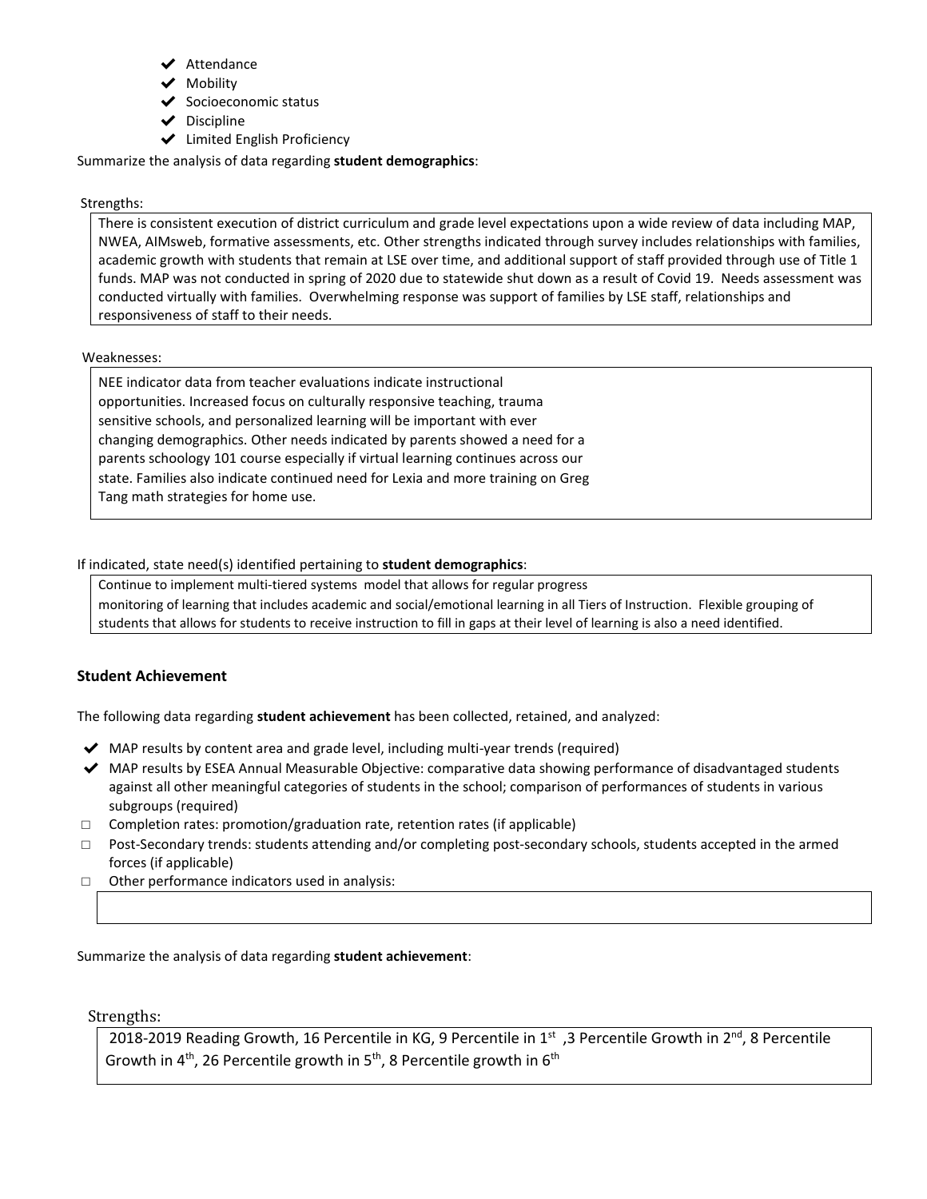- ✔ Attendance
- ✔ Mobility
- ✔ Socioeconomic status
- ✔ Discipline
- ✔ Limited English Proficiency

Summarize the analysis of data regarding **student demographics**:

Strengths:

There is consistent execution of district curriculum and grade level expectations upon a wide review of data including MAP, NWEA, AIMsweb, formative assessments, etc. Other strengths indicated through survey includes relationships with families, academic growth with students that remain at LSE over time, and additional support of staff provided through use of Title 1 funds. MAP was not conducted in spring of 2020 due to statewide shut down as a result of Covid 19. Needs assessment was conducted virtually with families. Overwhelming response was support of families by LSE staff, relationships and responsiveness of staff to their needs.

Weaknesses:

NEE indicator data from teacher evaluations indicate instructional opportunities. Increased focus on culturally responsive teaching, trauma sensitive schools, and personalized learning will be important with ever changing demographics. Other needs indicated by parents showed a need for a parents schoology 101 course especially if virtual learning continues across our state. Families also indicate continued need for Lexia and more training on Greg Tang math strategies for home use.

If indicated, state need(s) identified pertaining to **student demographics**:

Continue to implement multi-tiered systems model that allows for regular progress monitoring of learning that includes academic and social/emotional learning in all Tiers of Instruction. Flexible grouping of students that allows for students to receive instruction to fill in gaps at their level of learning is also a need identified.

## Student Achievement

The following data regarding **student achievement** has been collected, retained, and analyzed:

- ✔ MAP results by content area and grade level, including multi-year trends (required)
- ✔ MAP results by ESEA Annual Measurable Objective: comparative data showing performance of disadvantaged students against all other meaningful categories of students in the school; comparison of performances of students in various subgroups (required)
- ☐ Completion rates: promotion/graduation rate, retention rates (if applicable)
- ☐ Post-Secondary trends: students attending and/or completing post-secondary schools, students accepted in the armed forces (if applicable)
- ☐ Other performance indicators used in analysis:

Summarize the analysis of data regarding **student achievement**:

Strengths:

2018-2019 Reading Growth, 16 Percentile in KG, 9 Percentile in 1st ,3 Percentile Growth in 2nd, 8 Percentile Growth in 4th, 26 Percentile growth in 5th, 8 Percentile growth in 6th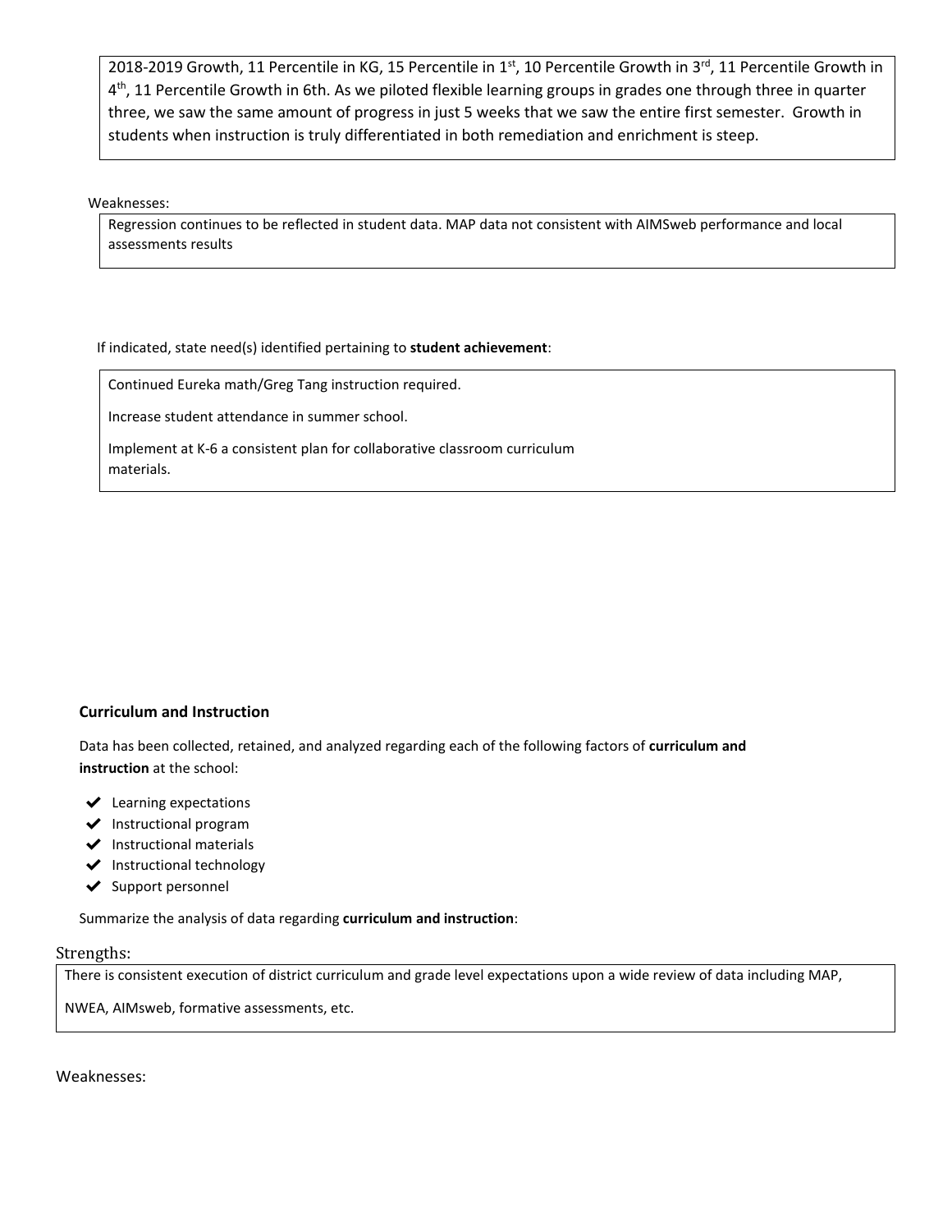2018-2019 Growth, 11 Percentile in KG, 15 Percentile in 1st, 10 Percentile Growth in 3rd, 11 Percentile Growth in 4th, 11 Percentile Growth in 6th. As we piloted flexible learning groups in grades one through three in quarter three, we saw the same amount of progress in just 5 weeks that we saw the entire first semester. Growth in students when instruction is truly differentiated in both remediation and enrichment is steep.

Weaknesses:

Regression continues to be reflected in student data. MAP data not consistent with AIMSweb performance and local assessments results

If indicated, state need(s) identified pertaining to **student achievement**:

Continued Eureka math/Greg Tang instruction required.

Increase student attendance in summer school.

Implement at K-6 a consistent plan for collaborative classroom curriculum materials.

### Curriculum and Instruction

Data has been collected, retained, and analyzed regarding each of the following factors of **curriculum and instruction** at the school:

- ✔ Learning expectations
- ✔ Instructional program
- ✔ Instructional materials
- ✔ Instructional technology
- ✔ Support personnel

Summarize the analysis of data regarding **curriculum and instruction**:

Strengths:

There is consistent execution of district curriculum and grade level expectations upon a wide review of data including MAP, NWEA, AIMsweb, formative assessments, etc.

Weaknesses: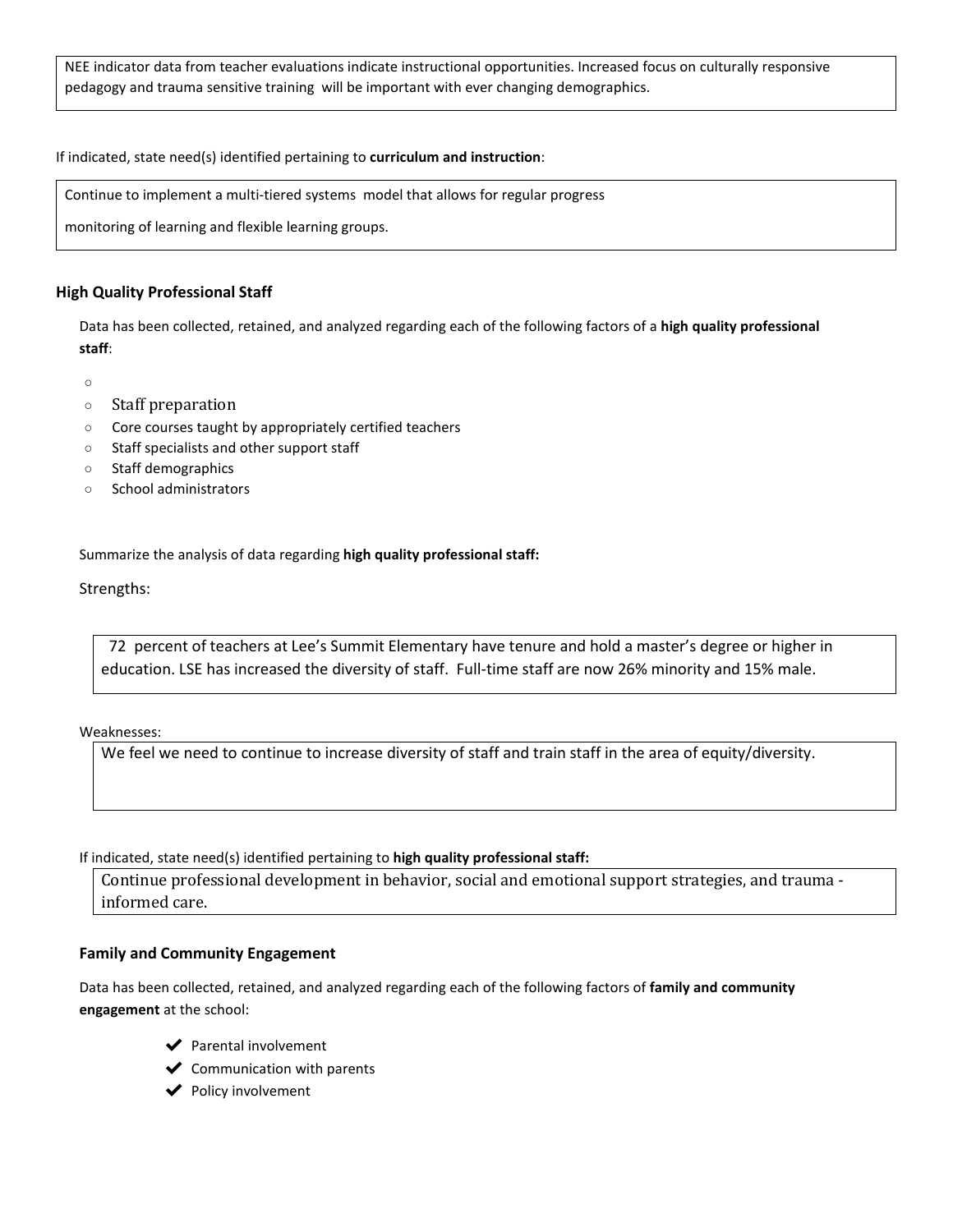NEE indicator data from teacher evaluations indicate instructional opportunities. Increased focus on culturally responsive pedagogy and trauma sensitive training will be important with ever changing demographics.

If indicated, state need(s) identified pertaining to **curriculum and instruction**:

Continue to implement a multi-tiered systems model that allows for regular progress

monitoring of learning and flexible learning groups.

### High Quality Professional Staff

Data has been collected, retained, and analyzed regarding each of the following factors of a **high quality professional staff**:

- Staff preparation
- Core courses taught by appropriately certified teachers
- Staff specialists and other support staff
- Staff demographics
- School administrators

Summarize the analysis of data regarding **high quality professional staff:**

Strengths:

72 percent of teachers at Lee's Summit Elementary have tenure and hold a master's degree or higher in education. LSE has increased the diversity of staff. Full-time staff are now 26% minority and 15% male.

Weaknesses:

We feel we need to continue to increase diversity of staff and train staff in the area of equity/diversity.

If indicated, state need(s) identified pertaining to **high quality professional staff:**

Continue professional development in behavior, social and emotional support strategies, and trauma - informed care.

### Family and Community Engagement

Data has been collected, retained, and analyzed regarding each of the following factors of **family and community engagement** at the school:

- ✔ Parental involvement
- ✔ Communication with parents
- ✔ Policy involvement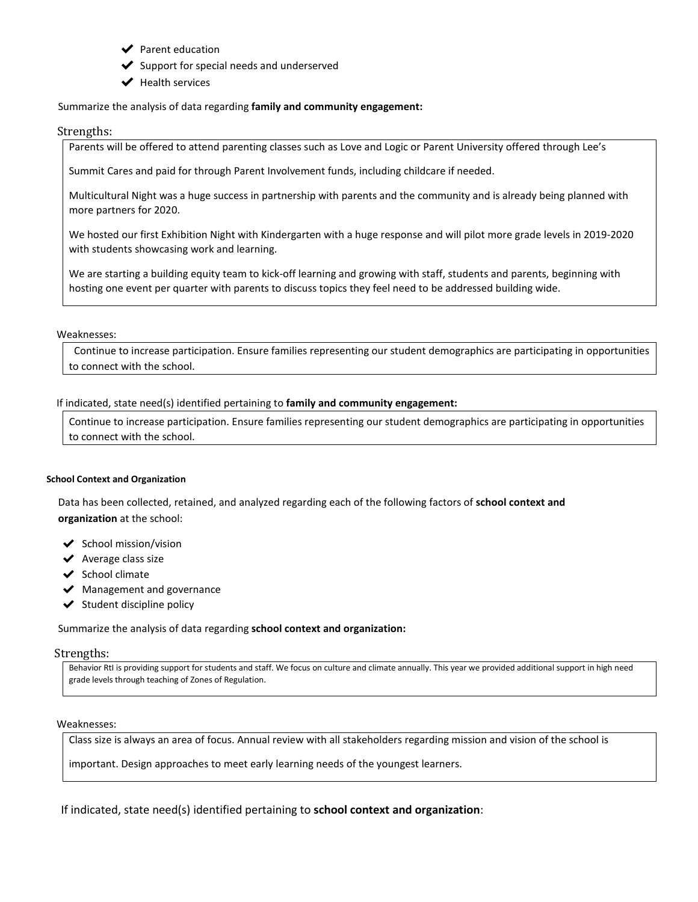- ✔ Parent education
- ✔ Support for special needs and underserved
- ✔ Health services

Summarize the analysis of data regarding **family and community engagement:**

Strengths:

Parents will be offered to attend parenting classes such as Love and Logic or Parent University offered through Lee's Summit Cares and paid for through Parent Involvement funds, including childcare if needed.

Multicultural Night was a huge success in partnership with parents and the community and is already being planned with more partners for 2020.

We hosted our first Exhibition Night with Kindergarten with a huge response and will pilot more grade levels in 2019-2020 with students showcasing work and learning.

We are starting a building equity team to kick-off learning and growing with staff, students and parents, beginning with hosting one event per quarter with parents to discuss topics they feel need to be addressed building wide.

Weaknesses:

Continue to increase participation. Ensure families representing our student demographics are participating in opportunities to connect with the school.

If indicated, state need(s) identified pertaining to **family and community engagement:**

Continue to increase participation. Ensure families representing our student demographics are participating in opportunities to connect with the school.

#### School Context and Organization

Data has been collected, retained, and analyzed regarding each of the following factors of **school context and organization** at the school:

- ✔ School mission/vision
- ✔ Average class size
- ✔ School climate
- ✔ Management and governance
- ✔ Student discipline policy

Summarize the analysis of data regarding **school context and organization:**

Strengths:

Behavior RtI is providing support for students and staff. We focus on culture and climate annually. This year we provided additional support in high need grade levels through teaching of Zones of Regulation.

Weaknesses:

Class size is always an area of focus. Annual review with all stakeholders regarding mission and vision of the school is important. Design approaches to meet early learning needs of the youngest learners.

If indicated, state need(s) identified pertaining to **school context and organization**: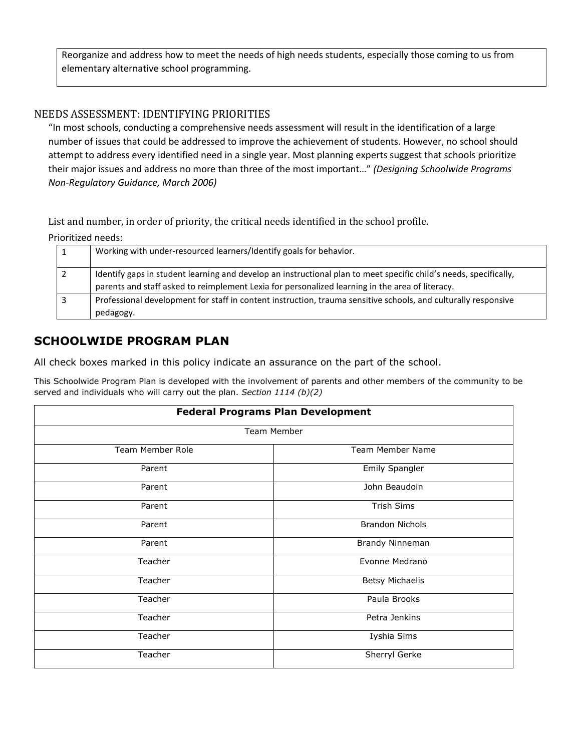Reorganize and address how to meet the needs of high needs students, especially those coming to us from elementary alternative school programming.

## NEEDS ASSESSMENT: IDENTIFYING PRIORITIES

"In most schools, conducting a comprehensive needs assessment will result in the identification of a large number of issues that could be addressed to improve the achievement of students. However, no school should attempt to address every identified need in a single year. Most planning experts suggest that schools prioritize their major issues and address no more than three of the most important…" *(Designing Schoolwide Programs Non-Regulatory Guidance, March 2006)*

List and number, in order of priority, the critical needs identified in the school profile.

Prioritized needs:

| | |
|---|---|
| 1 | Working with under-resourced learners/Identify goals for behavior. |
| 2 | Identify gaps in student learning and develop an instructional plan to meet specific child's needs, specifically, parents and staff asked to reimplement Lexia for personalized learning in the area of literacy. |
| 3 | Professional development for staff in content instruction, trauma sensitive schools, and culturally responsive pedagogy. |

## SCHOOLWIDE PROGRAM PLAN

All check boxes marked in this policy indicate an assurance on the part of the school.

This Schoolwide Program Plan is developed with the involvement of parents and other members of the community to be served and individuals who will carry out the plan. *Section 1114 (b)(2)*

| **Federal Programs Plan Development** | |
|---|---|
| Team Member | |
| Team Member Role | Team Member Name |
| Parent | Emily Spangler |
| Parent | John Beaudoin |
| Parent | Trish Sims |
| Parent | Brandon Nichols |
| Parent | Brandy Ninneman |
| Teacher | Evonne Medrano |
| Teacher | Betsy Michaelis |
| Teacher | Paula Brooks |
| Teacher | Petra Jenkins |
| Teacher | Iyshia Sims |
| Teacher | Sherryl Gerke |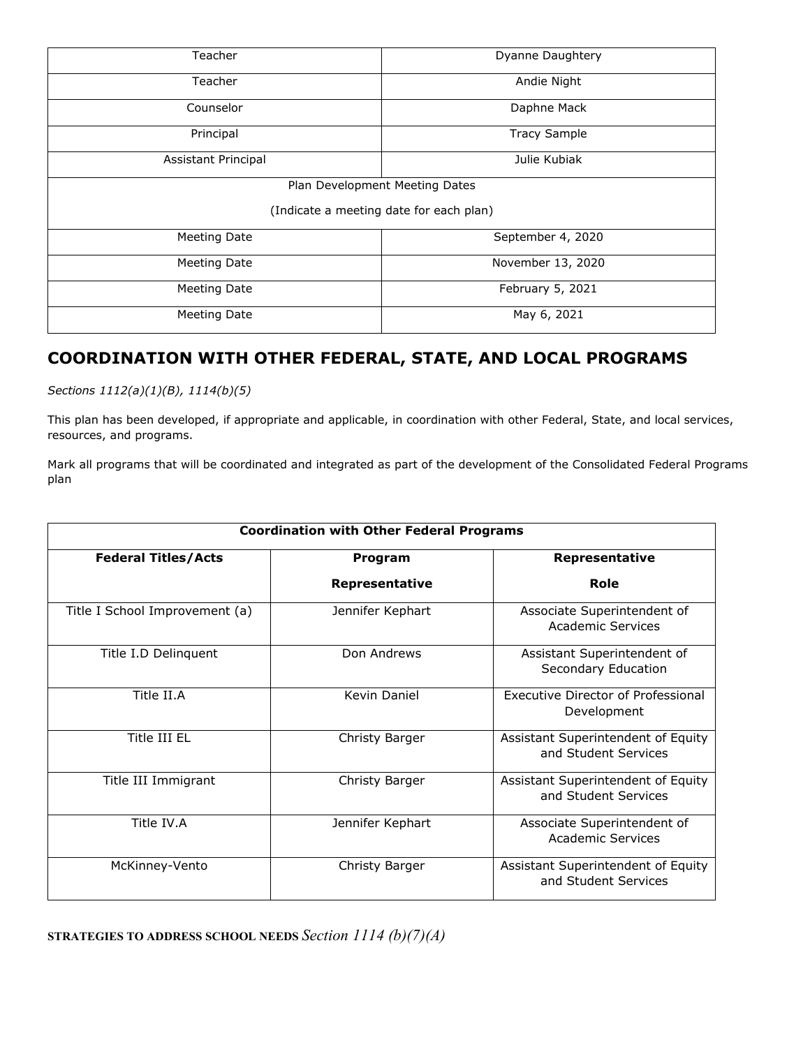| | |
|---|---|
| Teacher | Dyanne Daughtery |
| Teacher | Andie Night |
| Counselor | Daphne Mack |
| Principal | Tracy Sample |
| Assistant Principal | Julie Kubiak |
| Plan Development Meeting Dates<br><br>(Indicate a meeting date for each plan) | |
| Meeting Date | September 4, 2020 |
| Meeting Date | November 13, 2020 |
| Meeting Date | February 5, 2021 |
| Meeting Date | May 6, 2021 |

## COORDINATION WITH OTHER FEDERAL, STATE, AND LOCAL PROGRAMS

*Sections 1112(a)(1)(B), 1114(b)(5)*

This plan has been developed, if appropriate and applicable, in coordination with other Federal, State, and local services, resources, and programs.

Mark all programs that will be coordinated and integrated as part of the development of the Consolidated Federal Programs plan

| Coordination with Other Federal Programs | | |
|---|---|---|
| **Federal Titles/Acts** | **Program Representative** | **Representative Role** |
| Title I School Improvement (a) | Jennifer Kephart | Associate Superintendent of Academic Services |
| Title I.D Delinquent | Don Andrews | Assistant Superintendent of Secondary Education |
| Title II.A | Kevin Daniel | Executive Director of Professional Development |
| Title III EL | Christy Barger | Assistant Superintendent of Equity and Student Services |
| Title III Immigrant | Christy Barger | Assistant Superintendent of Equity and Student Services |
| Title IV.A | Jennifer Kephart | Associate Superintendent of Academic Services |
| McKinney-Vento | Christy Barger | Assistant Superintendent of Equity and Student Services |

**STRATEGIES TO ADDRESS SCHOOL NEEDS** *Section 1114 (b)(7)(A)*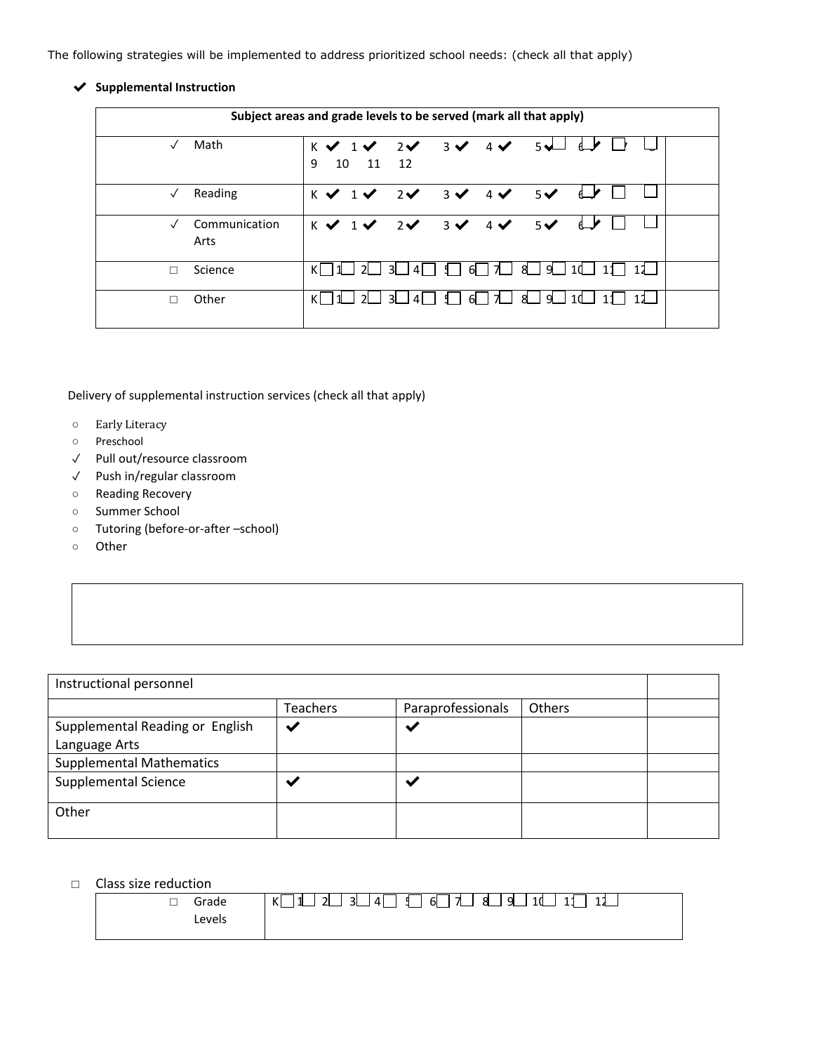The following strategies will be implemented to address prioritized school needs: (check all that apply)

✔ **Supplemental Instruction**

| Subject areas and grade levels to be served (mark all that apply) | | | |
|---|---|---|---|
| ✓ | Math | K ✔ 1 ✔ 2✔ 3 ✔ 4 ✔ 5✔☐ 6✔ ☐7 ☐8 9 10 11 12 | |
| ✓ | Reading | K ✔ 1 ✔ 2✔ 3 ✔ 4 ✔ 5✔ 6✔ ☐ ☐ | |
| ✓ | Communication Arts | K ✔ 1 ✔ 2✔ 3 ✔ 4 ✔ 5✔ 6✔ ☐ ☐ | |
| ☐ | Science | K☐ 1☐ 2☐ 3☐ 4☐ 5☐ 6☐ 7☐ 8☐ 9☐ 10☐ 11☐ 12☐ | |
| ☐ | Other | K☐ 1☐ 2☐ 3☐ 4☐ 5☐ 6☐ 7☐ 8☐ 9☐ 10☐ 11☐ 12☐ | |

Delivery of supplemental instruction services (check all that apply)

- ○ Early Literacy
- ○ Preschool
- ✓ Pull out/resource classroom
- ✓ Push in/regular classroom
- ○ Reading Recovery
- ○ Summer School
- ○ Tutoring (before-or-after –school)
- ○ Other

| Instructional personnel | | | | |
|---|---|---|---|---|
| | Teachers | Paraprofessionals | Others | |
| Supplemental Reading or English Language Arts | ✔ | ✔ | | |
| Supplemental Mathematics | | | | |
| Supplemental Science | ✔ | ✔ | | |
| Other | | | | |

☐ Class size reduction

| ☐ Grade Levels | K☐ 1☐ 2☐ 3☐ 4☐ 5☐ 6☐ 7☐ 8☐ 9☐ 10☐ 11☐ 12☐ |
|---|---|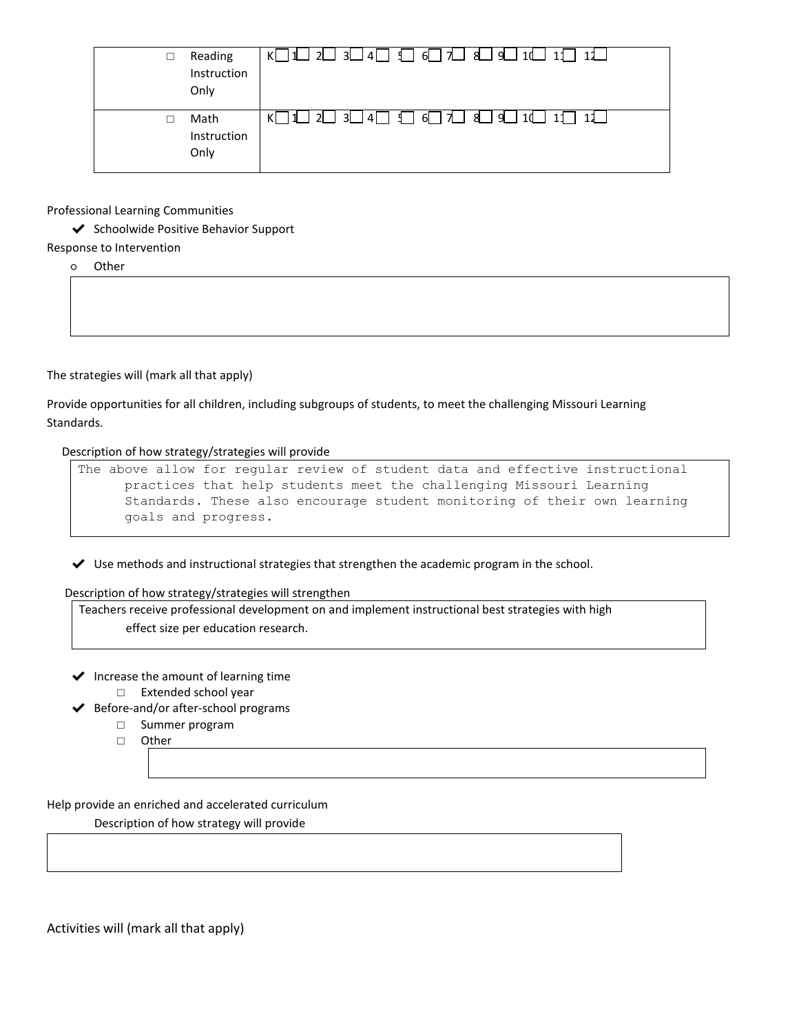| | |
|---|---|
| ☐ Reading Instruction Only | K☐ 1☐ 2☐ 3☐ 4☐ 5☐ 6☐ 7☐ 8☐ 9☐ 10☐ 11☐ 12☐ |
| ☐ Math Instruction Only | K☐ 1☐ 2☐ 3☐ 4☐ 5☐ 6☐ 7☐ 8☐ 9☐ 10☐ 11☐ 12☐ |

Professional Learning Communities

- ✔ Schoolwide Positive Behavior Support

Response to Intervention

- ○ Other

The strategies will (mark all that apply)

Provide opportunities for all children, including subgroups of students, to meet the challenging Missouri Learning Standards.

Description of how strategy/strategies will provide

> The above allow for regular review of student data and effective instructional practices that help students meet the challenging Missouri Learning Standards. These also encourage student monitoring of their own learning goals and progress.

- ✔ Use methods and instructional strategies that strengthen the academic program in the school.

Description of how strategy/strategies will strengthen

> Teachers receive professional development on and implement instructional best strategies with high effect size per education research.

- ✔ Increase the amount of learning time
  - ☐ Extended school year
- ✔ Before-and/or after-school programs
  - ☐ Summer program
  - ☐ Other

Help provide an enriched and accelerated curriculum

Description of how strategy will provide

Activities will (mark all that apply)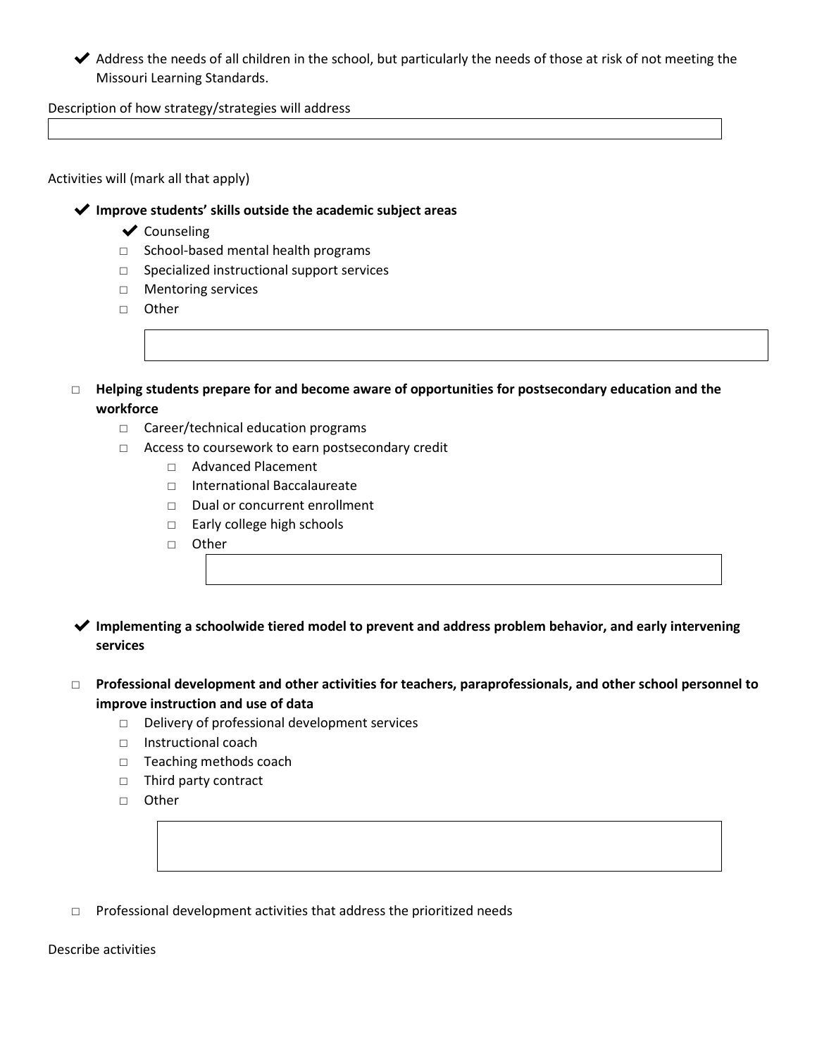✔ Address the needs of all children in the school, but particularly the needs of those at risk of not meeting the Missouri Learning Standards.

Description of how strategy/strategies will address

Activities will (mark all that apply)

✔ **Improve students' skills outside the academic subject areas**

- ✔ Counseling
- □ School-based mental health programs
- □ Specialized instructional support services
- □ Mentoring services
- □ Other

□ **Helping students prepare for and become aware of opportunities for postsecondary education and the workforce**

- □ Career/technical education programs
- □ Access to coursework to earn postsecondary credit
  - □ Advanced Placement
  - □ International Baccalaureate
  - □ Dual or concurrent enrollment
  - □ Early college high schools
  - □ Other

✔ **Implementing a schoolwide tiered model to prevent and address problem behavior, and early intervening services**

□ **Professional development and other activities for teachers, paraprofessionals, and other school personnel to improve instruction and use of data**

- □ Delivery of professional development services
- □ Instructional coach
- □ Teaching methods coach
- □ Third party contract
- □ Other

□ Professional development activities that address the prioritized needs

Describe activities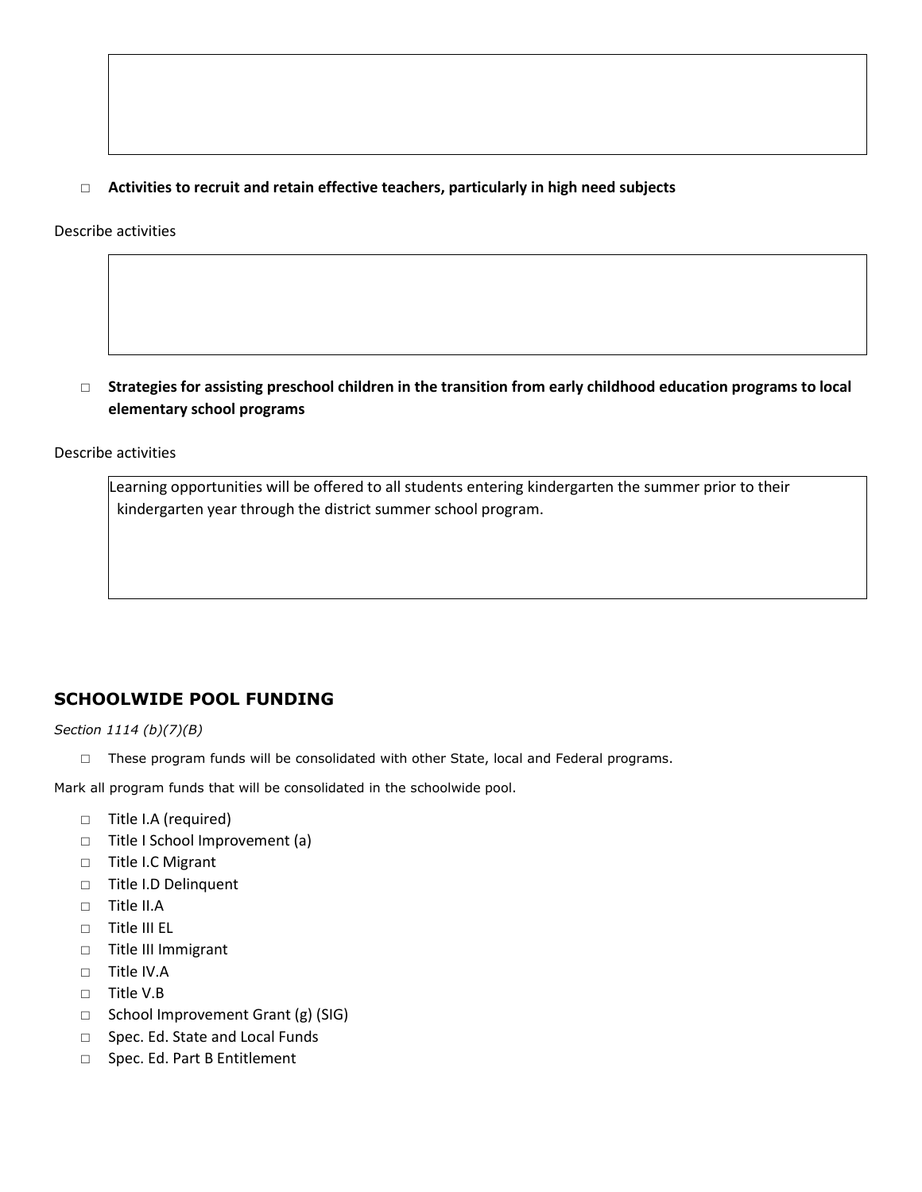- □ **Activities to recruit and retain effective teachers, particularly in high need subjects**

Describe activities

- □ **Strategies for assisting preschool children in the transition from early childhood education programs to local elementary school programs**

Describe activities

Learning opportunities will be offered to all students entering kindergarten the summer prior to their kindergarten year through the district summer school program.

## SCHOOLWIDE POOL FUNDING

*Section 1114 (b)(7)(B)*

- □ These program funds will be consolidated with other State, local and Federal programs.

Mark all program funds that will be consolidated in the schoolwide pool.

- □ Title I.A (required)
- □ Title I School Improvement (a)
- □ Title I.C Migrant
- □ Title I.D Delinquent
- □ Title II.A
- □ Title III EL
- □ Title III Immigrant
- □ Title IV.A
- □ Title V.B
- □ School Improvement Grant (g) (SIG)
- □ Spec. Ed. State and Local Funds
- □ Spec. Ed. Part B Entitlement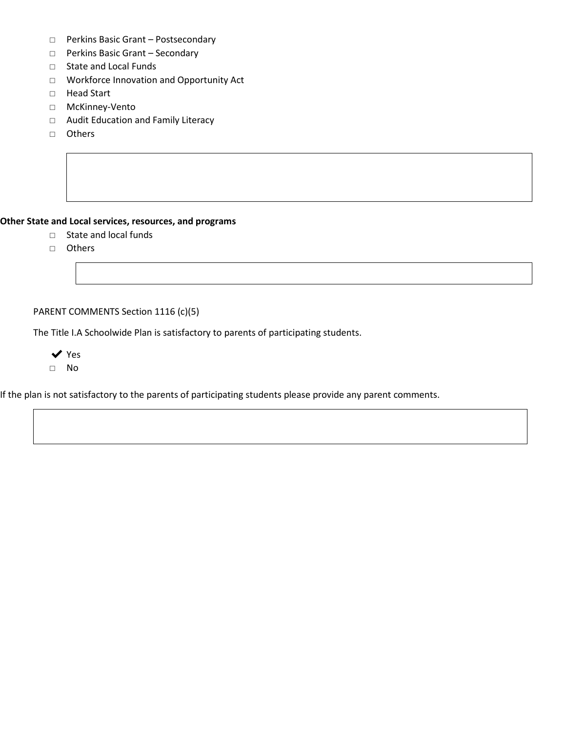- ☐ Perkins Basic Grant – Postsecondary
- ☐ Perkins Basic Grant – Secondary
- ☐ State and Local Funds
- ☐ Workforce Innovation and Opportunity Act
- ☐ Head Start
- ☐ McKinney-Vento
- ☐ Audit Education and Family Literacy
- ☐ Others

**Other State and Local services, resources, and programs**

- ☐ State and local funds
- ☐ Others

PARENT COMMENTS Section 1116 (c)(5)

The Title I.A Schoolwide Plan is satisfactory to parents of participating students.

- ✔ Yes
- ☐ No

If the plan is not satisfactory to the parents of participating students please provide any parent comments.